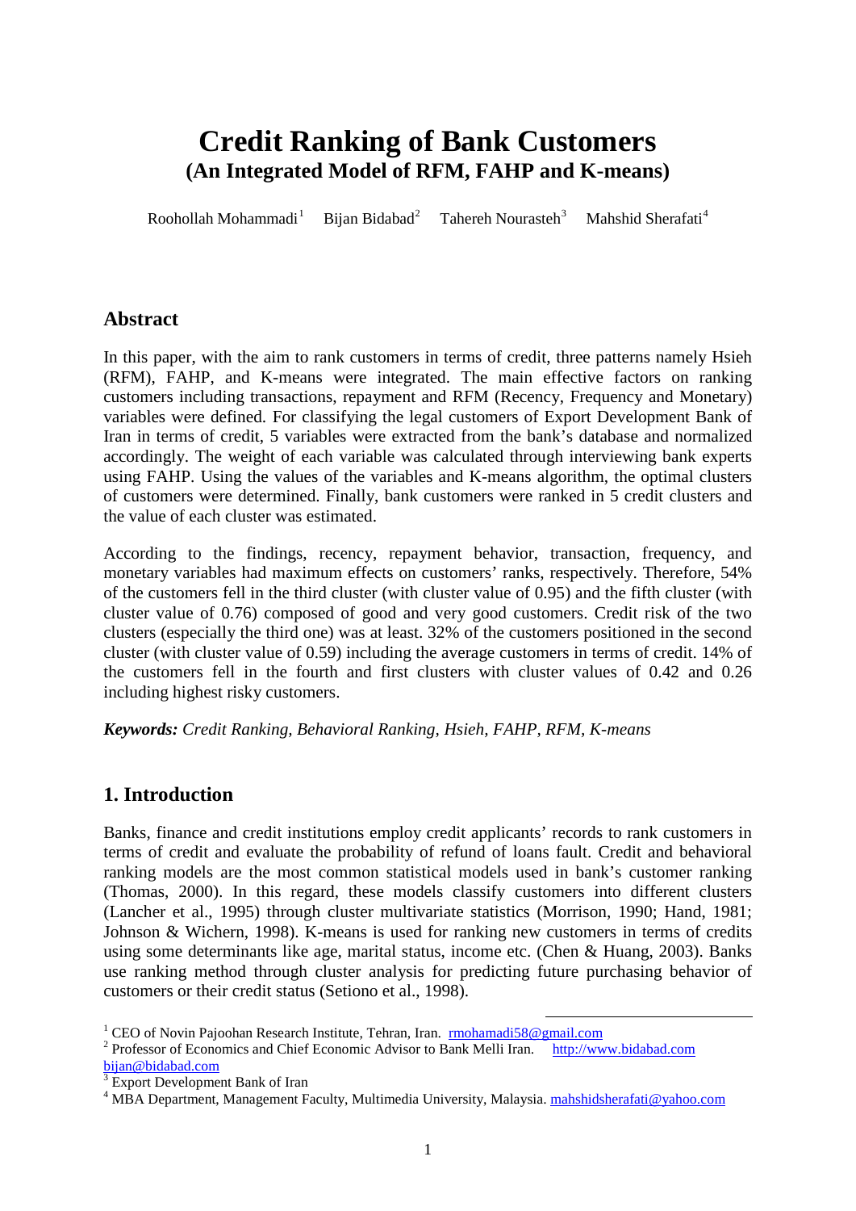# Credit Ranking of Bank Customers
## (An Integrated Model of RFM, FAHP and K-means)

Roohollah Mohammadi[1] Bijan Bidabad[2] Tahereh Nourasteh[3] Mahshid Sherafati[4]

## Abstract

In this paper, with the aim to rank customers in terms of credit, three patterns namely Hsieh (RFM), FAHP, and K-means were integrated. The main effective factors on ranking customers including transactions, repayment and RFM (Recency, Frequency and Monetary) variables were defined. For classifying the legal customers of Export Development Bank of Iran in terms of credit, 5 variables were extracted from the bank's database and normalized accordingly. The weight of each variable was calculated through interviewing bank experts using FAHP. Using the values of the variables and K-means algorithm, the optimal clusters of customers were determined. Finally, bank customers were ranked in 5 credit clusters and the value of each cluster was estimated.

According to the findings, recency, repayment behavior, transaction, frequency, and monetary variables had maximum effects on customers' ranks, respectively. Therefore, 54% of the customers fell in the third cluster (with cluster value of 0.95) and the fifth cluster (with cluster value of 0.76) composed of good and very good customers. Credit risk of the two clusters (especially the third one) was at least. 32% of the customers positioned in the second cluster (with cluster value of 0.59) including the average customers in terms of credit. 14% of the customers fell in the fourth and first clusters with cluster values of 0.42 and 0.26 including highest risky customers.

***Keywords:*** *Credit Ranking, Behavioral Ranking, Hsieh, FAHP, RFM, K-means*

## 1. Introduction

Banks, finance and credit institutions employ credit applicants' records to rank customers in terms of credit and evaluate the probability of refund of loans fault. Credit and behavioral ranking models are the most common statistical models used in bank's customer ranking (Thomas, 2000). In this regard, these models classify customers into different clusters (Lancher et al., 1995) through cluster multivariate statistics (Morrison, 1990; Hand, 1981; Johnson & Wichern, 1998). K-means is used for ranking new customers in terms of credits using some determinants like age, marital status, income etc. (Chen & Huang, 2003). Banks use ranking method through cluster analysis for predicting future purchasing behavior of customers or their credit status (Setiono et al., 1998).

---

[1] CEO of Novin Pajoohan Research Institute, Tehran, Iran. rmohamadi58@gmail.com

[2] Professor of Economics and Chief Economic Advisor to Bank Melli Iran. http://www.bidabad.com bijan@bidabad.com

[3] Export Development Bank of Iran

[4] MBA Department, Management Faculty, Multimedia University, Malaysia. mahshidsherafati@yahoo.com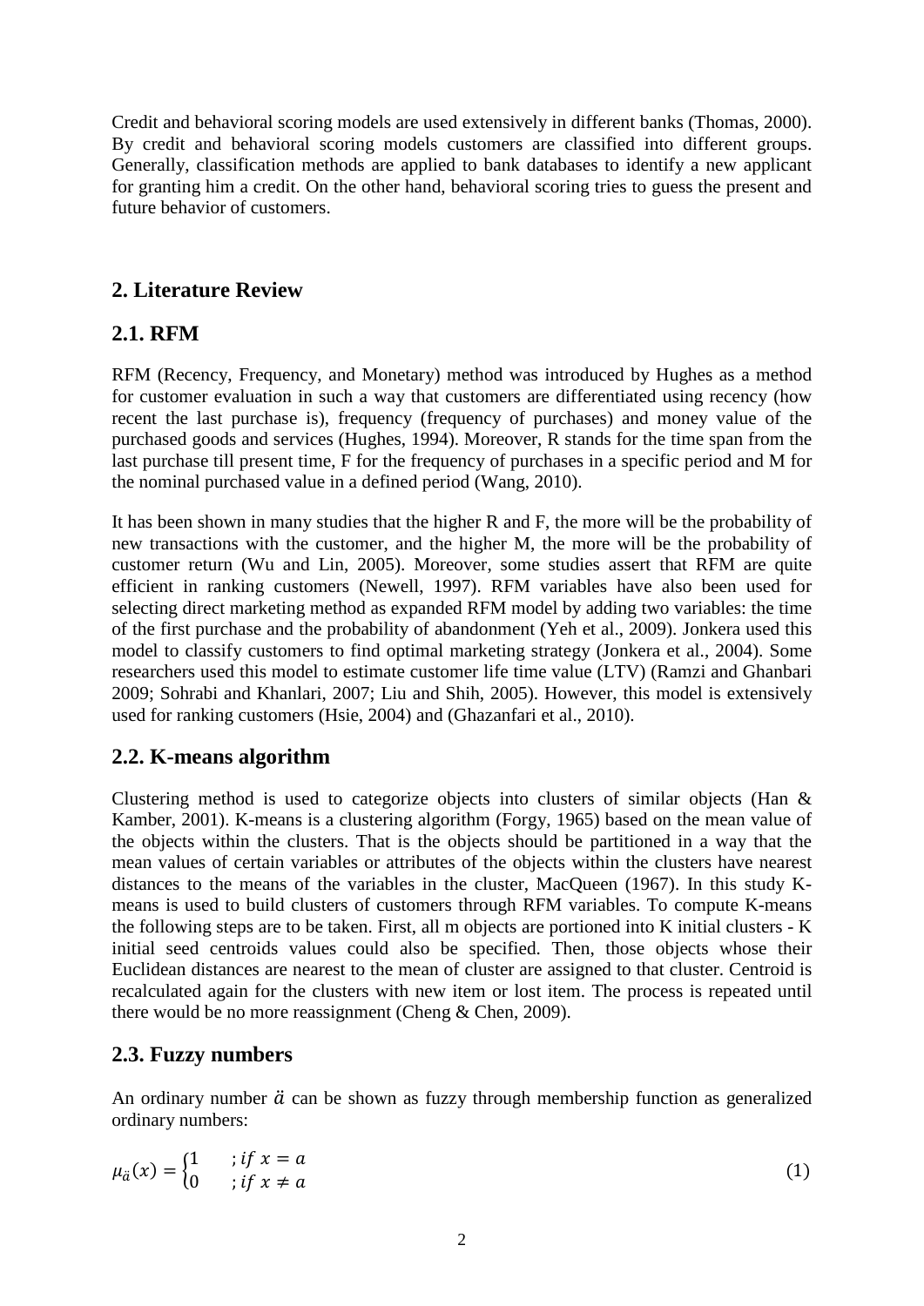Credit and behavioral scoring models are used extensively in different banks (Thomas, 2000). By credit and behavioral scoring models customers are classified into different groups. Generally, classification methods are applied to bank databases to identify a new applicant for granting him a credit. On the other hand, behavioral scoring tries to guess the present and future behavior of customers.

## 2. Literature Review

### 2.1. RFM

RFM (Recency, Frequency, and Monetary) method was introduced by Hughes as a method for customer evaluation in such a way that customers are differentiated using recency (how recent the last purchase is), frequency (frequency of purchases) and money value of the purchased goods and services (Hughes, 1994). Moreover, R stands for the time span from the last purchase till present time, F for the frequency of purchases in a specific period and M for the nominal purchased value in a defined period (Wang, 2010).

It has been shown in many studies that the higher R and F, the more will be the probability of new transactions with the customer, and the higher M, the more will be the probability of customer return (Wu and Lin, 2005). Moreover, some studies assert that RFM are quite efficient in ranking customers (Newell, 1997). RFM variables have also been used for selecting direct marketing method as expanded RFM model by adding two variables: the time of the first purchase and the probability of abandonment (Yeh et al., 2009). Jonkera used this model to classify customers to find optimal marketing strategy (Jonkera et al., 2004). Some researchers used this model to estimate customer life time value (LTV) (Ramzi and Ghanbari 2009; Sohrabi and Khanlari, 2007; Liu and Shih, 2005). However, this model is extensively used for ranking customers (Hsie, 2004) and (Ghazanfari et al., 2010).

### 2.2. K-means algorithm

Clustering method is used to categorize objects into clusters of similar objects (Han & Kamber, 2001). K-means is a clustering algorithm (Forgy, 1965) based on the mean value of the objects within the clusters. That is the objects should be partitioned in a way that the mean values of certain variables or attributes of the objects within the clusters have nearest distances to the means of the variables in the cluster, MacQueen (1967). In this study K-means is used to build clusters of customers through RFM variables. To compute K-means the following steps are to be taken. First, all m objects are portioned into K initial clusters - K initial seed centroids values could also be specified. Then, those objects whose their Euclidean distances are nearest to the mean of cluster are assigned to that cluster. Centroid is recalculated again for the clusters with new item or lost item. The process is repeated until there would be no more reassignment (Cheng & Chen, 2009).

### 2.3. Fuzzy numbers

An ordinary number $\ddot{a}$ can be shown as fuzzy through membership function as generalized ordinary numbers:

$$\mu_{\ddot{a}}(x) = \begin{cases} 1 & ; if\ x = a \\ 0 & ; if\ x \neq a \end{cases} \tag{1}$$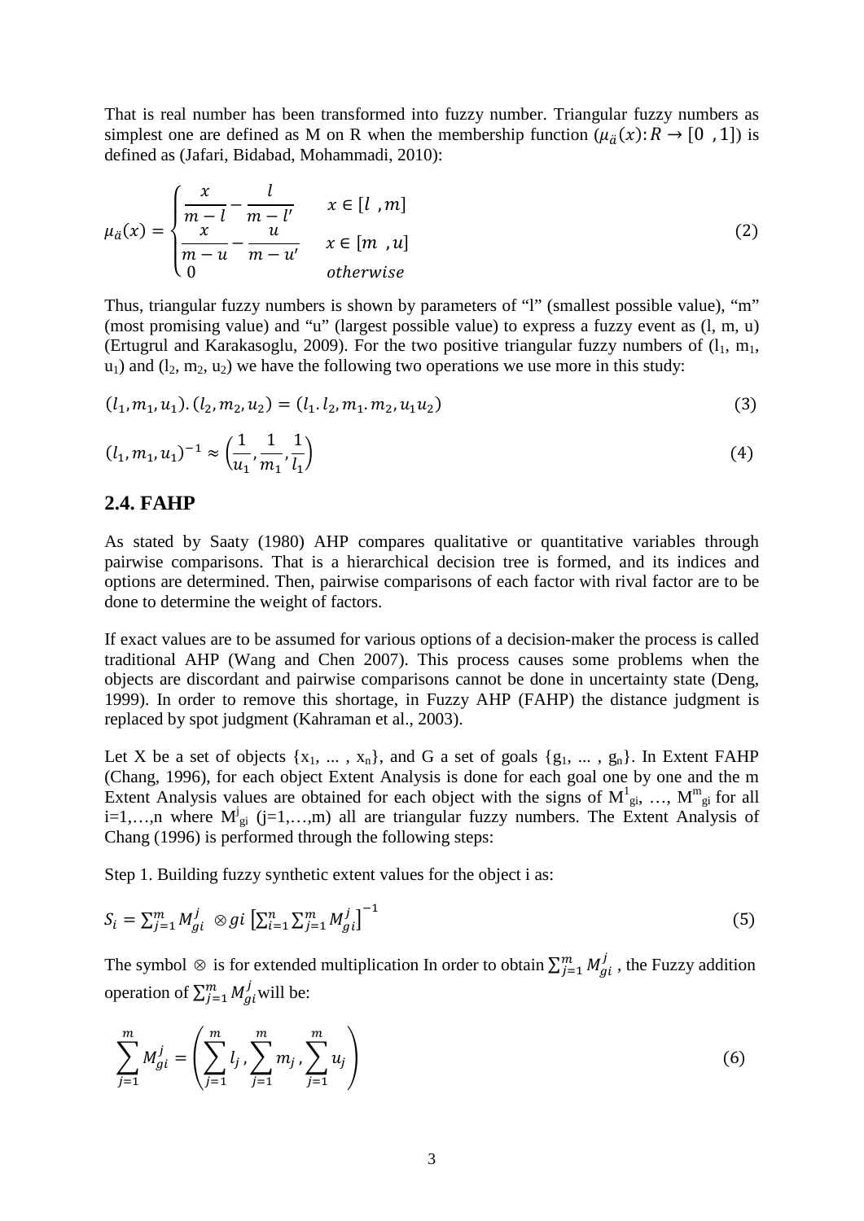That is real number has been transformed into fuzzy number. Triangular fuzzy numbers as simplest one are defined as M on R when the membership function ($\mu_{\ddot{a}}(x): R \rightarrow [0\ \ ,1]$) is defined as (Jafari, Bidabad, Mohammadi, 2010):

$$\mu_{\ddot{a}}(x) = \begin{cases} \dfrac{x}{m-l} - \dfrac{l}{m-l'} & x \in [l\ \ ,m] \\ \dfrac{x}{m-u} - \dfrac{u}{m-u'} & x \in [m\ \ ,u] \\ 0 & otherwise \end{cases} \tag{2}$$

Thus, triangular fuzzy numbers is shown by parameters of "l" (smallest possible value), "m" (most promising value) and "u" (largest possible value) to express a fuzzy event as (l, m, u) (Ertugrul and Karakasoglu, 2009). For the two positive triangular fuzzy numbers of ($l_1$, $m_1$, $u_1$) and ($l_2$, $m_2$, $u_2$) we have the following two operations we use more in this study:

$$(l_1, m_1, u_1).(l_2, m_2, u_2) = (l_1.l_2, m_1.m_2, u_1 u_2) \tag{3}$$

$$(l_1, m_1, u_1)^{-1} \approx \left(\frac{1}{u_1}, \frac{1}{m_1}, \frac{1}{l_1}\right) \tag{4}$$

## 2.4. FAHP

As stated by Saaty (1980) AHP compares qualitative or quantitative variables through pairwise comparisons. That is a hierarchical decision tree is formed, and its indices and options are determined. Then, pairwise comparisons of each factor with rival factor are to be done to determine the weight of factors.

If exact values are to be assumed for various options of a decision-maker the process is called traditional AHP (Wang and Chen 2007). This process causes some problems when the objects are discordant and pairwise comparisons cannot be done in uncertainty state (Deng, 1999). In order to remove this shortage, in Fuzzy AHP (FAHP) the distance judgment is replaced by spot judgment (Kahraman et al., 2003).

Let X be a set of objects {$x_1$, ... , $x_n$}, and G a set of goals {$g_1$, ... , $g_n$}. In Extent FAHP (Chang, 1996), for each object Extent Analysis is done for each goal one by one and the m Extent Analysis values are obtained for each object with the signs of $M^1_{gi}$, …, $M^m_{gi}$ for all i=1,…,n where $M^j_{gi}$ (j=1,…,m) all are triangular fuzzy numbers. The Extent Analysis of Chang (1996) is performed through the following steps:

Step 1. Building fuzzy synthetic extent values for the object i as:

$$S_i = \sum_{j=1}^{m} M_{gi}^{j} \ \otimes gi \left[\sum_{i=1}^{n}\sum_{j=1}^{m} M_{gi}^{j}\right]^{-1} \tag{5}$$

The symbol $\otimes$ is for extended multiplication In order to obtain $\sum_{j=1}^{m} M_{gi}^{j}$ , the Fuzzy addition operation of $\sum_{j=1}^{m} M_{gi}^{j}$ will be:

$$\sum_{j=1}^{m} M_{gi}^{j} = \left(\sum_{j=1}^{m} l_j, \sum_{j=1}^{m} m_j, \sum_{j=1}^{m} u_j\right) \tag{6}$$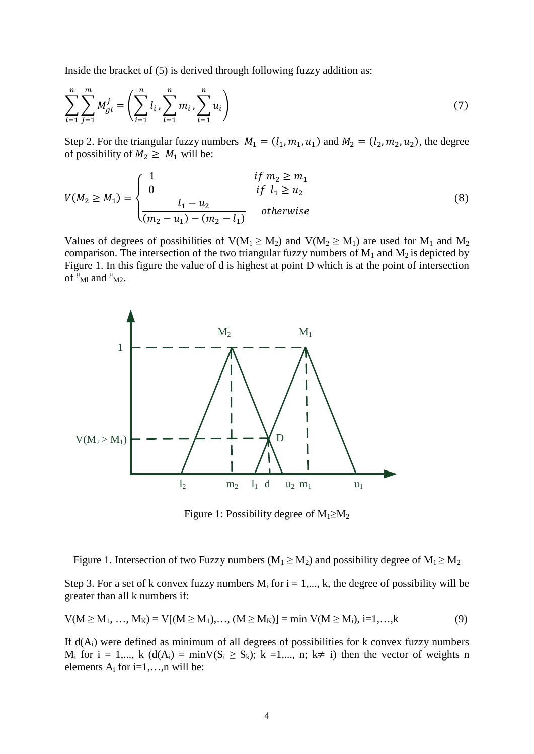Inside the bracket of (5) is derived through following fuzzy addition as:

$$\sum_{i=1}^{n}\sum_{j=1}^{m} M_{gi}^{j} = \left(\sum_{i=1}^{n} l_i, \sum_{i=1}^{n} m_i, \sum_{i=1}^{n} u_i\right) \tag{7}$$

Step 2. For the triangular fuzzy numbers $M_1 = (l_1, m_1, u_1)$ and $M_2 = (l_2, m_2, u_2)$, the degree of possibility of $M_2 \geq M_1$ will be:

$$V(M_2 \geq M_1) = \begin{cases} 1 & if\ m_2 \geq m_1 \\ 0 & if\ l_1 \geq u_2 \\ \dfrac{l_1 - u_2}{(m_2 - u_1) - (m_2 - l_1)} & otherwise \end{cases} \tag{8}$$

Values of degrees of possibilities of $V(M_1 \geq M_2)$ and $V(M_2 \geq M_1)$ are used for $M_1$ and $M_2$ comparison. The intersection of the two triangular fuzzy numbers of $M_1$ and $M_2$ is depicted by Figure 1. In this figure the value of d is highest at point D which is at the point of intersection of $\mu_{Ml}$ and $\mu_{M2}$.

Figure 1: Possibility degree of $M_1 \geq M_2$

Figure 1. Intersection of two Fuzzy numbers ($M_1 \geq M_2$) and possibility degree of $M_1 \geq M_2$

Step 3. For a set of k convex fuzzy numbers $M_i$ for i = 1,..., k, the degree of possibility will be greater than all k numbers if:

$$V(M \geq M_1, \ldots, M_K) = V[(M \geq M_1), \ldots, (M \geq M_K)] = \min V(M \geq M_i),\ i=1,\ldots,k \tag{9}$$

If $d(A_i)$ were defined as minimum of all degrees of possibilities for k convex fuzzy numbers $M_i$ for i = 1,..., k ($d(A_i) = \min V(S_i \geq S_k)$; k =1,..., n; $k \neq i$) then the vector of weights n elements $A_i$ for i=1,…,n will be: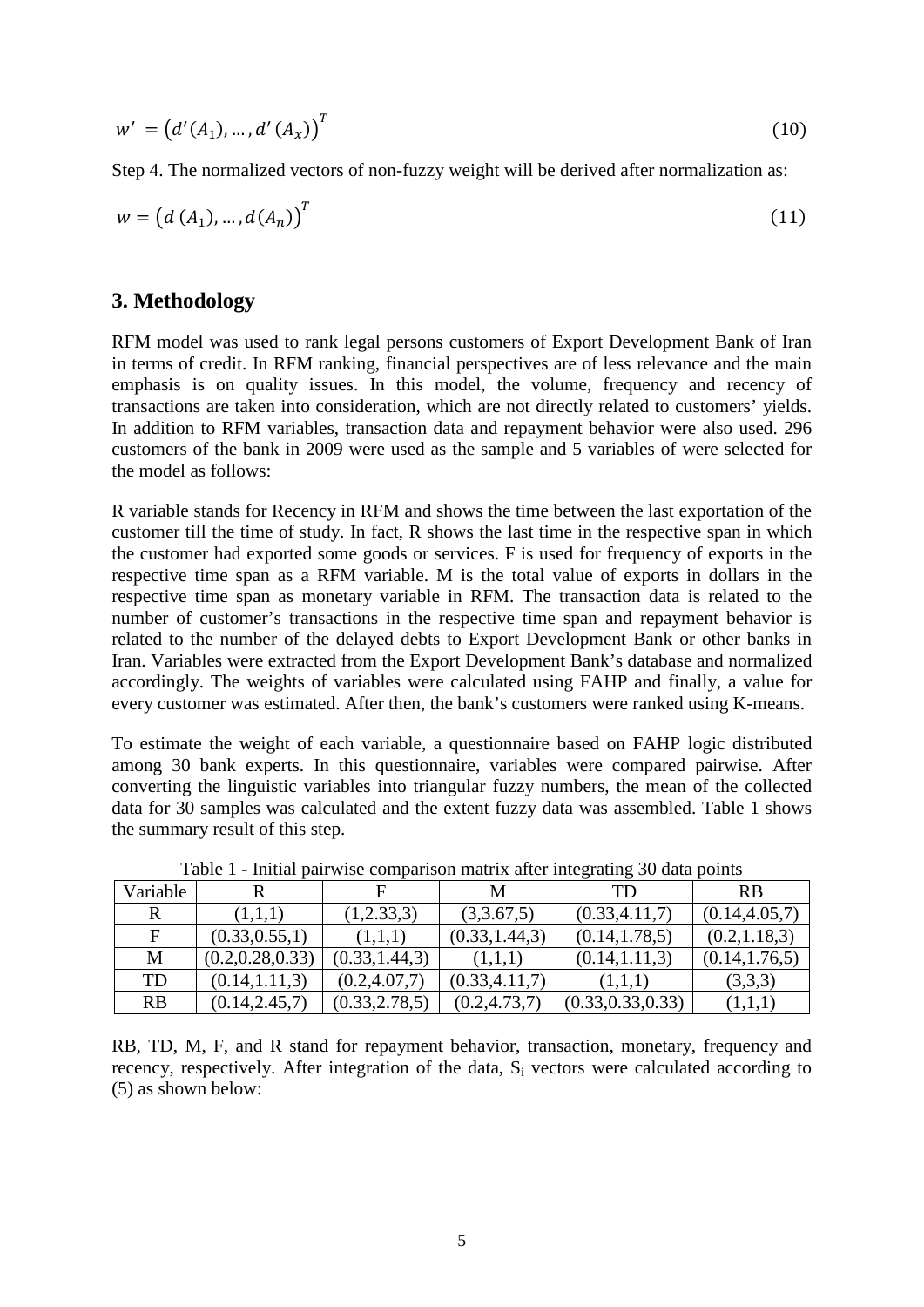$$w' = \left(d'(A_1), \dots, d'(A_x)\right)^T \tag{10}$$

Step 4. The normalized vectors of non-fuzzy weight will be derived after normalization as:

$$w = \left(d\,(A_1), \dots, d(A_n)\right)^T \tag{11}$$

## 3. Methodology

RFM model was used to rank legal persons customers of Export Development Bank of Iran in terms of credit. In RFM ranking, financial perspectives are of less relevance and the main emphasis is on quality issues. In this model, the volume, frequency and recency of transactions are taken into consideration, which are not directly related to customers' yields. In addition to RFM variables, transaction data and repayment behavior were also used. 296 customers of the bank in 2009 were used as the sample and 5 variables of were selected for the model as follows:

R variable stands for Recency in RFM and shows the time between the last exportation of the customer till the time of study. In fact, R shows the last time in the respective span in which the customer had exported some goods or services. F is used for frequency of exports in the respective time span as a RFM variable. M is the total value of exports in dollars in the respective time span as monetary variable in RFM. The transaction data is related to the number of customer's transactions in the respective time span and repayment behavior is related to the number of the delayed debts to Export Development Bank or other banks in Iran. Variables were extracted from the Export Development Bank's database and normalized accordingly. The weights of variables were calculated using FAHP and finally, a value for every customer was estimated. After then, the bank's customers were ranked using K-means.

To estimate the weight of each variable, a questionnaire based on FAHP logic distributed among 30 bank experts. In this questionnaire, variables were compared pairwise. After converting the linguistic variables into triangular fuzzy numbers, the mean of the collected data for 30 samples was calculated and the extent fuzzy data was assembled. Table 1 shows the summary result of this step.

Table 1 - Initial pairwise comparison matrix after integrating 30 data points

| Variable | R | F | M | TD | RB |
|---|---|---|---|---|---|
| R | (1,1,1) | (1,2.33,3) | (3,3.67,5) | (0.33,4.11,7) | (0.14,4.05,7) |
| F | (0.33,0.55,1) | (1,1,1) | (0.33,1.44,3) | (0.14,1.78,5) | (0.2,1.18,3) |
| M | (0.2,0.28,0.33) | (0.33,1.44,3) | (1,1,1) | (0.14,1.11,3) | (0.14,1.76,5) |
| TD | (0.14,1.11,3) | (0.2,4.07,7) | (0.33,4.11,7) | (1,1,1) | (3,3,3) |
| RB | (0.14,2.45,7) | (0.33,2.78,5) | (0.2,4.73,7) | (0.33,0.33,0.33) | (1,1,1) |

RB, TD, M, F, and R stand for repayment behavior, transaction, monetary, frequency and recency, respectively. After integration of the data, $S_i$ vectors were calculated according to (5) as shown below: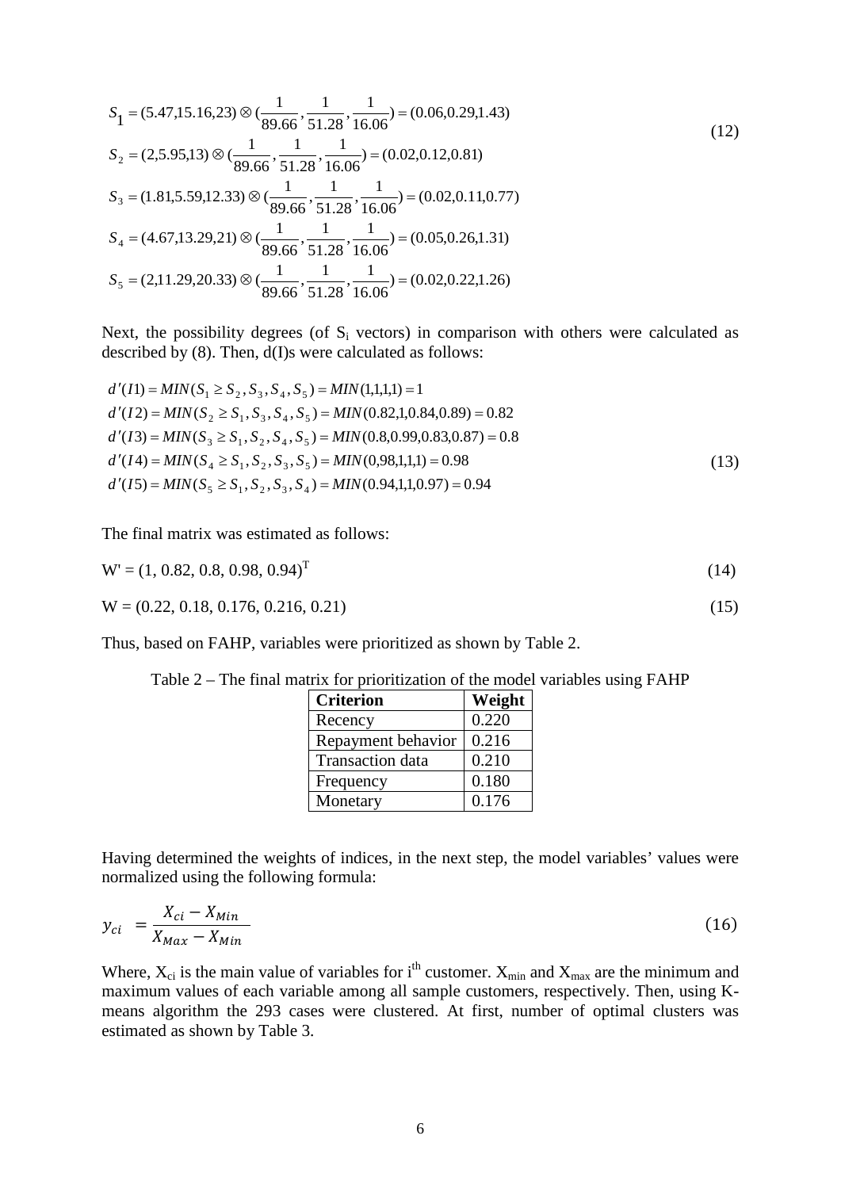$$
\begin{aligned}
S_1 &= (5.47, 15.16, 23) \otimes \left(\frac{1}{89.66}, \frac{1}{51.28}, \frac{1}{16.06}\right) = (0.06, 0.29, 1.43) \\
S_2 &= (2, 5.95, 13) \otimes \left(\frac{1}{89.66}, \frac{1}{51.28}, \frac{1}{16.06}\right) = (0.02, 0.12, 0.81) \\
S_3 &= (1.81, 5.59, 12.33) \otimes \left(\frac{1}{89.66}, \frac{1}{51.28}, \frac{1}{16.06}\right) = (0.02, 0.11, 0.77) \\
S_4 &= (4.67, 13.29, 21) \otimes \left(\frac{1}{89.66}, \frac{1}{51.28}, \frac{1}{16.06}\right) = (0.05, 0.26, 1.31) \\
S_5 &= (2, 11.29, 20.33) \otimes \left(\frac{1}{89.66}, \frac{1}{51.28}, \frac{1}{16.06}\right) = (0.02, 0.22, 1.26)
\end{aligned}
\tag{12}
$$

Next, the possibility degrees (of $S_i$ vectors) in comparison with others were calculated as described by (8). Then, d(I)s were calculated as follows:

$$
\begin{aligned}
d'(I1) &= MIN(S_1 \geq S_2, S_3, S_4, S_5) = MIN(1,1,1,1) = 1 \\
d'(I2) &= MIN(S_2 \geq S_1, S_3, S_4, S_5) = MIN(0.82, 1, 0.84, 0.89) = 0.82 \\
d'(I3) &= MIN(S_3 \geq S_1, S_2, S_4, S_5) = MIN(0.8, 0.99, 0.83, 0.87) = 0.8 \\
d'(I4) &= MIN(S_4 \geq S_1, S_2, S_3, S_5) = MIN(0,98,1,1,1) = 0.98 \\
d'(I5) &= MIN(S_5 \geq S_1, S_2, S_3, S_4) = MIN(0.94, 1, 1, 0.97) = 0.94
\end{aligned}
\tag{13}
$$

The final matrix was estimated as follows:

$$
W' = (1, 0.82, 0.8, 0.98, 0.94)^T \tag{14}
$$

$$
W = (0.22, 0.18, 0.176, 0.216, 0.21) \tag{15}
$$

Thus, based on FAHP, variables were prioritized as shown by Table 2.

Table 2 – The final matrix for prioritization of the model variables using FAHP

| Criterion | Weight |
|---|---|
| Recency | 0.220 |
| Repayment behavior | 0.216 |
| Transaction data | 0.210 |
| Frequency | 0.180 |
| Monetary | 0.176 |

Having determined the weights of indices, in the next step, the model variables' values were normalized using the following formula:

$$
y_{ci} = \frac{X_{ci} - X_{Min}}{X_{Max} - X_{Min}} \tag{16}
$$

Where, $X_{ci}$ is the main value of variables for $i^{th}$ customer. $X_{min}$ and $X_{max}$ are the minimum and maximum values of each variable among all sample customers, respectively. Then, using K-means algorithm the 293 cases were clustered. At first, number of optimal clusters was estimated as shown by Table 3.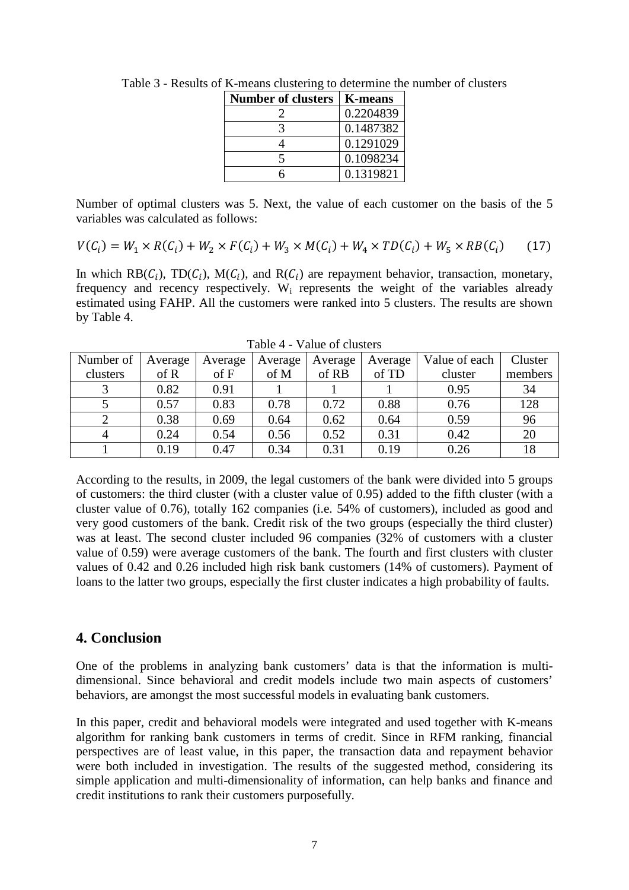Table 3 - Results of K-means clustering to determine the number of clusters

| Number of clusters | K-means |
|---|---|
| 2 | 0.2204839 |
| 3 | 0.1487382 |
| 4 | 0.1291029 |
| 5 | 0.1098234 |
| 6 | 0.1319821 |

Number of optimal clusters was 5. Next, the value of each customer on the basis of the 5 variables was calculated as follows:

$$V(C_i) = W_1 \times R(C_i) + W_2 \times F(C_i) + W_3 \times M(C_i) + W_4 \times TD(C_i) + W_5 \times RB(C_i) \qquad (17)$$

In which RB($C_i$), TD($C_i$), M($C_i$), and R($C_i$) are repayment behavior, transaction, monetary, frequency and recency respectively. $W_i$ represents the weight of the variables already estimated using FAHP. All the customers were ranked into 5 clusters. The results are shown by Table 4.

Table 4 - Value of clusters

| Number of clusters | Average of R | Average of F | Average of M | Average of RB | Average of TD | Value of each cluster | Cluster members |
|---|---|---|---|---|---|---|---|
| 3 | 0.82 | 0.91 | 1 | 1 | 1 | 0.95 | 34 |
| 5 | 0.57 | 0.83 | 0.78 | 0.72 | 0.88 | 0.76 | 128 |
| 2 | 0.38 | 0.69 | 0.64 | 0.62 | 0.64 | 0.59 | 96 |
| 4 | 0.24 | 0.54 | 0.56 | 0.52 | 0.31 | 0.42 | 20 |
| 1 | 0.19 | 0.47 | 0.34 | 0.31 | 0.19 | 0.26 | 18 |

According to the results, in 2009, the legal customers of the bank were divided into 5 groups of customers: the third cluster (with a cluster value of 0.95) added to the fifth cluster (with a cluster value of 0.76), totally 162 companies (i.e. 54% of customers), included as good and very good customers of the bank. Credit risk of the two groups (especially the third cluster) was at least. The second cluster included 96 companies (32% of customers with a cluster value of 0.59) were average customers of the bank. The fourth and first clusters with cluster values of 0.42 and 0.26 included high risk bank customers (14% of customers). Payment of loans to the latter two groups, especially the first cluster indicates a high probability of faults.

## 4. Conclusion

One of the problems in analyzing bank customers' data is that the information is multi-dimensional. Since behavioral and credit models include two main aspects of customers' behaviors, are amongst the most successful models in evaluating bank customers.

In this paper, credit and behavioral models were integrated and used together with K-means algorithm for ranking bank customers in terms of credit. Since in RFM ranking, financial perspectives are of least value, in this paper, the transaction data and repayment behavior were both included in investigation. The results of the suggested method, considering its simple application and multi-dimensionality of information, can help banks and finance and credit institutions to rank their customers purposefully.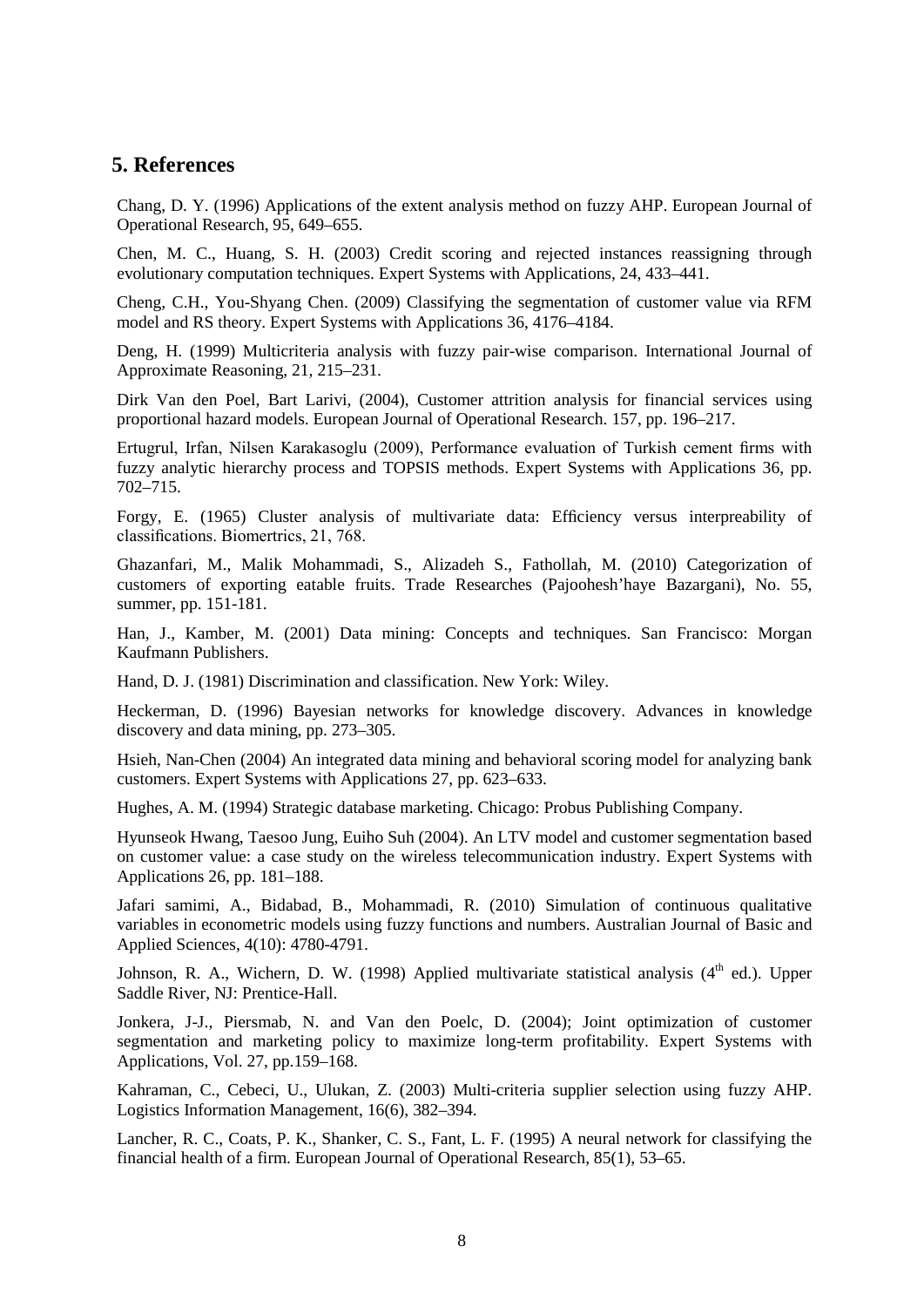## 5. References

Chang, D. Y. (1996) Applications of the extent analysis method on fuzzy AHP. European Journal of Operational Research, 95, 649–655.

Chen, M. C., Huang, S. H. (2003) Credit scoring and rejected instances reassigning through evolutionary computation techniques. Expert Systems with Applications, 24, 433–441.

Cheng, C.H., You-Shyang Chen. (2009) Classifying the segmentation of customer value via RFM model and RS theory. Expert Systems with Applications 36, 4176–4184.

Deng, H. (1999) Multicriteria analysis with fuzzy pair-wise comparison. International Journal of Approximate Reasoning, 21, 215–231.

Dirk Van den Poel, Bart Larivi, (2004), Customer attrition analysis for financial services using proportional hazard models. European Journal of Operational Research. 157, pp. 196–217.

Ertugrul, Irfan, Nilsen Karakasoglu (2009), Performance evaluation of Turkish cement firms with fuzzy analytic hierarchy process and TOPSIS methods. Expert Systems with Applications 36, pp. 702–715.

Forgy, E. (1965) Cluster analysis of multivariate data: Efficiency versus interpreability of classifications. Biomertrics, 21, 768.

Ghazanfari, M., Malik Mohammadi, S., Alizadeh S., Fathollah, M. (2010) Categorization of customers of exporting eatable fruits. Trade Researches (Pajoohesh'haye Bazargani), No. 55, summer, pp. 151-181.

Han, J., Kamber, M. (2001) Data mining: Concepts and techniques. San Francisco: Morgan Kaufmann Publishers.

Hand, D. J. (1981) Discrimination and classification. New York: Wiley.

Heckerman, D. (1996) Bayesian networks for knowledge discovery. Advances in knowledge discovery and data mining, pp. 273–305.

Hsieh, Nan-Chen (2004) An integrated data mining and behavioral scoring model for analyzing bank customers. Expert Systems with Applications 27, pp. 623–633.

Hughes, A. M. (1994) Strategic database marketing. Chicago: Probus Publishing Company.

Hyunseok Hwang, Taesoo Jung, Euiho Suh (2004). An LTV model and customer segmentation based on customer value: a case study on the wireless telecommunication industry. Expert Systems with Applications 26, pp. 181–188.

Jafari samimi, A., Bidabad, B., Mohammadi, R. (2010) Simulation of continuous qualitative variables in econometric models using fuzzy functions and numbers. Australian Journal of Basic and Applied Sciences, 4(10): 4780-4791.

Johnson, R. A., Wichern, D. W. (1998) Applied multivariate statistical analysis (4th ed.). Upper Saddle River, NJ: Prentice-Hall.

Jonkera, J-J., Piersmab, N. and Van den Poelc, D. (2004); Joint optimization of customer segmentation and marketing policy to maximize long-term profitability. Expert Systems with Applications, Vol. 27, pp.159–168.

Kahraman, C., Cebeci, U., Ulukan, Z. (2003) Multi-criteria supplier selection using fuzzy AHP. Logistics Information Management, 16(6), 382–394.

Lancher, R. C., Coats, P. K., Shanker, C. S., Fant, L. F. (1995) A neural network for classifying the financial health of a firm. European Journal of Operational Research, 85(1), 53–65.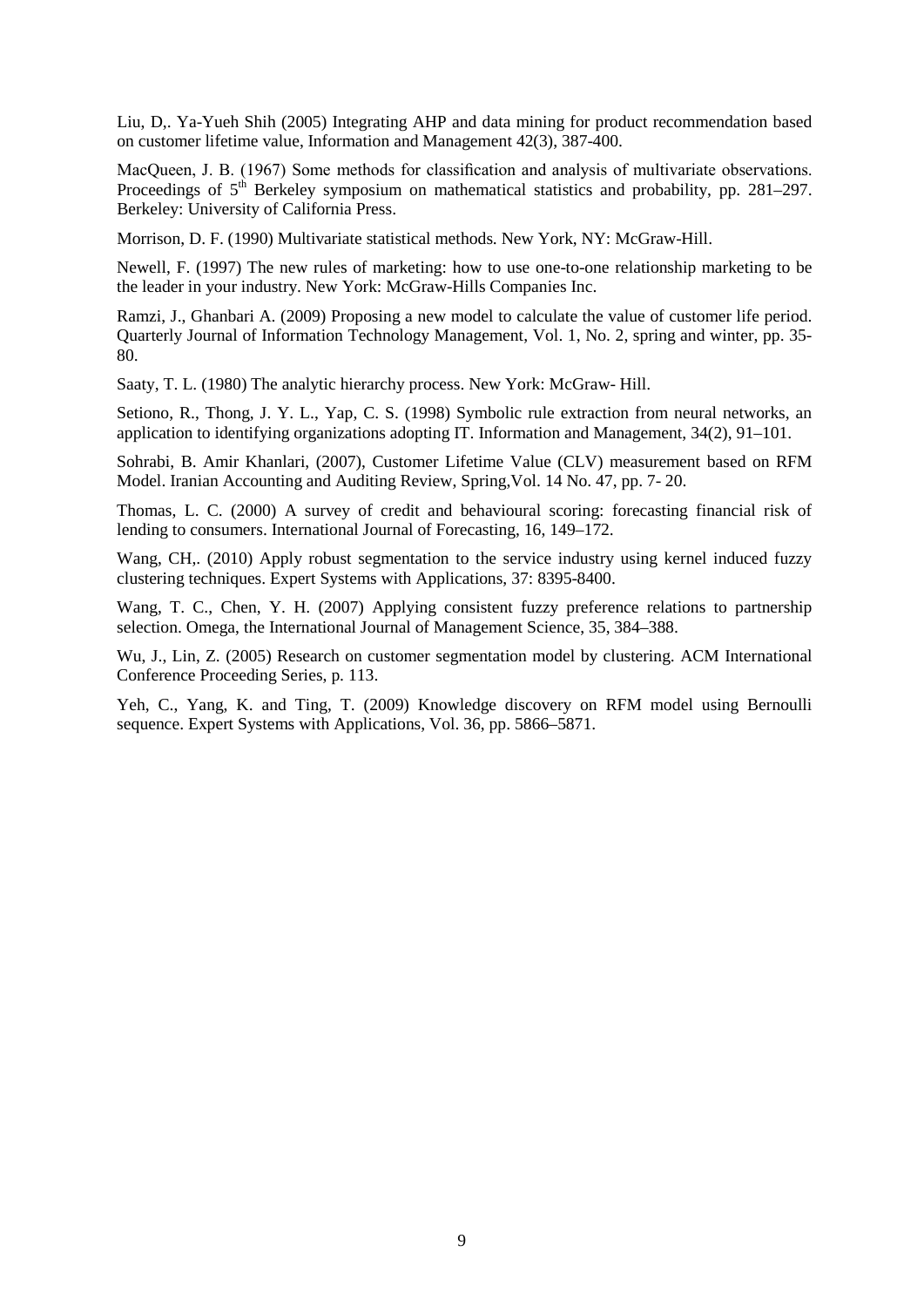Liu, D,. Ya-Yueh Shih (2005) Integrating AHP and data mining for product recommendation based on customer lifetime value, Information and Management 42(3), 387-400.

MacQueen, J. B. (1967) Some methods for classification and analysis of multivariate observations. Proceedings of 5th Berkeley symposium on mathematical statistics and probability, pp. 281–297. Berkeley: University of California Press.

Morrison, D. F. (1990) Multivariate statistical methods. New York, NY: McGraw-Hill.

Newell, F. (1997) The new rules of marketing: how to use one-to-one relationship marketing to be the leader in your industry. New York: McGraw-Hills Companies Inc.

Ramzi, J., Ghanbari A. (2009) Proposing a new model to calculate the value of customer life period. Quarterly Journal of Information Technology Management, Vol. 1, No. 2, spring and winter, pp. 35-80.

Saaty, T. L. (1980) The analytic hierarchy process. New York: McGraw- Hill.

Setiono, R., Thong, J. Y. L., Yap, C. S. (1998) Symbolic rule extraction from neural networks, an application to identifying organizations adopting IT. Information and Management, 34(2), 91–101.

Sohrabi, B. Amir Khanlari, (2007), Customer Lifetime Value (CLV) measurement based on RFM Model. Iranian Accounting and Auditing Review, Spring,Vol. 14 No. 47, pp. 7- 20.

Thomas, L. C. (2000) A survey of credit and behavioural scoring: forecasting financial risk of lending to consumers. International Journal of Forecasting, 16, 149–172.

Wang, CH,. (2010) Apply robust segmentation to the service industry using kernel induced fuzzy clustering techniques. Expert Systems with Applications, 37: 8395-8400.

Wang, T. C., Chen, Y. H. (2007) Applying consistent fuzzy preference relations to partnership selection. Omega, the International Journal of Management Science, 35, 384–388.

Wu, J., Lin, Z. (2005) Research on customer segmentation model by clustering. ACM International Conference Proceeding Series, p. 113.

Yeh, C., Yang, K. and Ting, T. (2009) Knowledge discovery on RFM model using Bernoulli sequence. Expert Systems with Applications, Vol. 36, pp. 5866–5871.